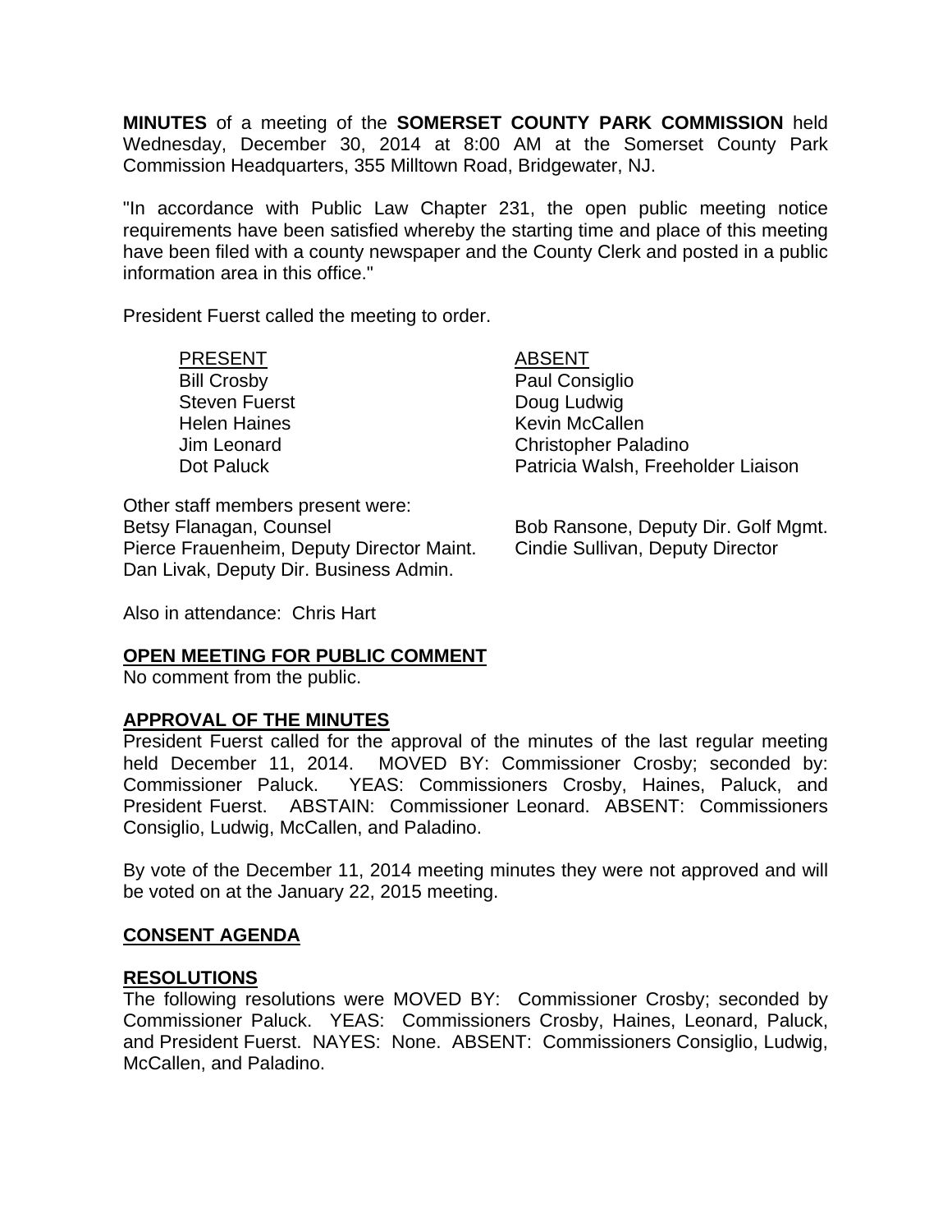**MINUTES** of a meeting of the **SOMERSET COUNTY PARK COMMISSION** held Wednesday, December 30, 2014 at 8:00 AM at the Somerset County Park Commission Headquarters, 355 Milltown Road, Bridgewater, NJ.

"In accordance with Public Law Chapter 231, the open public meeting notice requirements have been satisfied whereby the starting time and place of this meeting have been filed with a county newspaper and the County Clerk and posted in a public information area in this office."

President Fuerst called the meeting to order.

| PRESENT | ABSENT |
|---|---|
| Bill Crosby | Paul Consiglio |
| Steven Fuerst | Doug Ludwig |
| Helen Haines | Kevin McCallen |
| Jim Leonard | Christopher Paladino |
| Dot Paluck | Patricia Walsh, Freeholder Liaison |

Other staff members present were:

Betsy Flanagan, Counsel
Pierce Frauenheim, Deputy Director Maint.
Dan Livak, Deputy Dir. Business Admin.
Bob Ransone, Deputy Dir. Golf Mgmt.
Cindie Sullivan, Deputy Director

Also in attendance: Chris Hart

## OPEN MEETING FOR PUBLIC COMMENT

No comment from the public.

## APPROVAL OF THE MINUTES

President Fuerst called for the approval of the minutes of the last regular meeting held December 11, 2014. MOVED BY: Commissioner Crosby; seconded by: Commissioner Paluck. YEAS: Commissioners Crosby, Haines, Paluck, and President Fuerst. ABSTAIN: Commissioner Leonard. ABSENT: Commissioners Consiglio, Ludwig, McCallen, and Paladino.

By vote of the December 11, 2014 meeting minutes they were not approved and will be voted on at the January 22, 2015 meeting.

## CONSENT AGENDA

## RESOLUTIONS

The following resolutions were MOVED BY: Commissioner Crosby; seconded by Commissioner Paluck. YEAS: Commissioners Crosby, Haines, Leonard, Paluck, and President Fuerst. NAYES: None. ABSENT: Commissioners Consiglio, Ludwig, McCallen, and Paladino.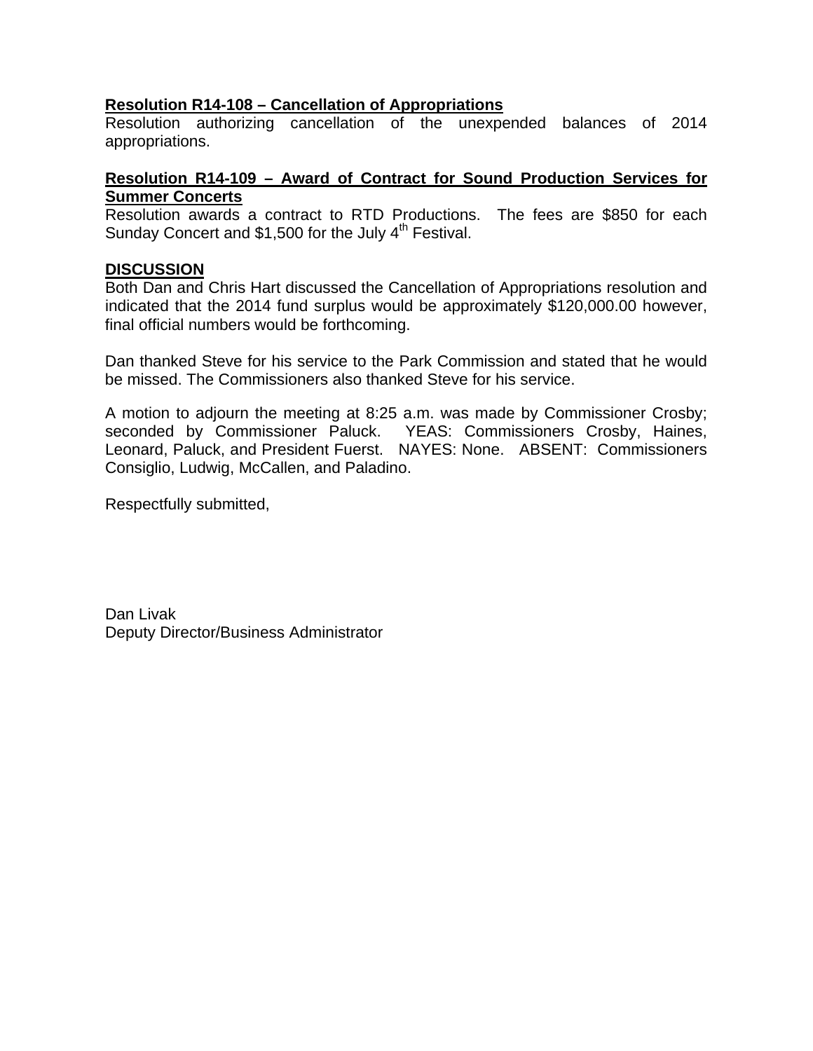**Resolution R14-108 – Cancellation of Appropriations**

Resolution authorizing cancellation of the unexpended balances of 2014 appropriations.

**Resolution R14-109 – Award of Contract for Sound Production Services for Summer Concerts**

Resolution awards a contract to RTD Productions. The fees are $850 for each Sunday Concert and $1,500 for the July 4th Festival.

**DISCUSSION**

Both Dan and Chris Hart discussed the Cancellation of Appropriations resolution and indicated that the 2014 fund surplus would be approximately $120,000.00 however, final official numbers would be forthcoming.

Dan thanked Steve for his service to the Park Commission and stated that he would be missed. The Commissioners also thanked Steve for his service.

A motion to adjourn the meeting at 8:25 a.m. was made by Commissioner Crosby; seconded by Commissioner Paluck. YEAS: Commissioners Crosby, Haines, Leonard, Paluck, and President Fuerst. NAYES: None. ABSENT: Commissioners Consiglio, Ludwig, McCallen, and Paladino.

Respectfully submitted,

Dan Livak
Deputy Director/Business Administrator